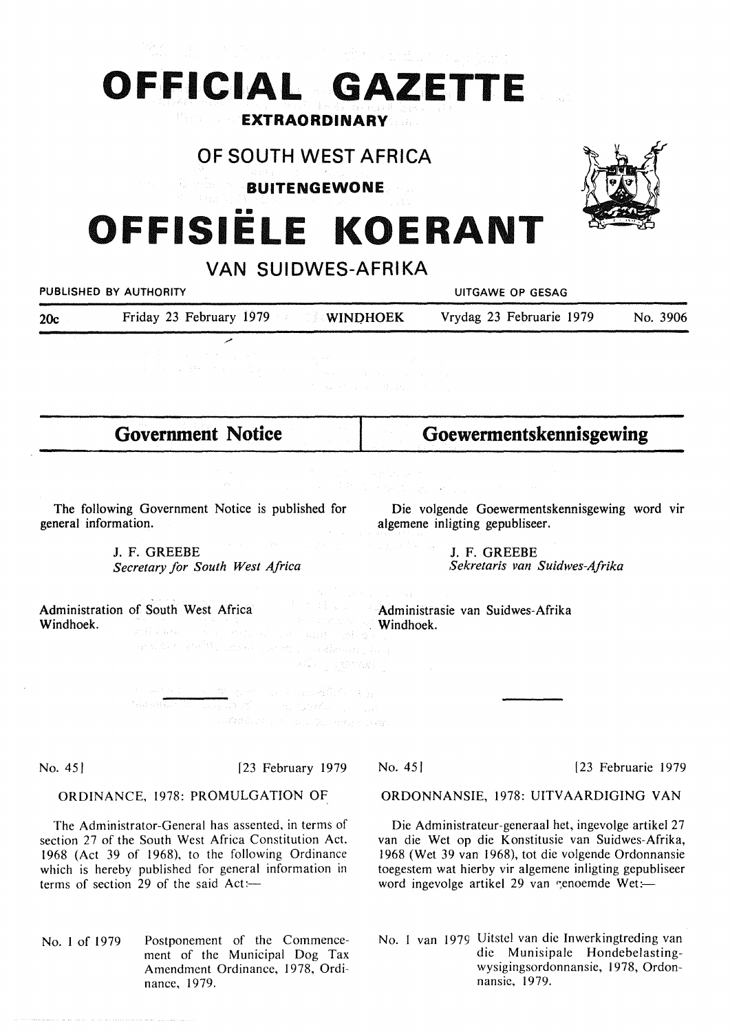# OFFICIAL GAZETTE

**EXTRAORDINARY**

## OF SOUTH WEST AFRICA

**BUITENGEWONE**

# OFFISIËLE KOERANT

## VAN SUIDWES-AFRIKA

PUBLISHED BY AUTHORITY — UITGAWE OP GESAG

20c — Friday 23 February 1979 — WINDHOEK — Vrydag 23 Februarie 1979 — No. 3906

## Government Notice

The following Government Notice is published for general information.

J. F. GREEBE
*Secretary for South West Africa*

Administration of South West Africa
Windhoek.

No. 45] [23 February 1979

ORDINANCE, 1978: PROMULGATION OF

The Administrator-General has assented, in terms of section 27 of the South West Africa Constitution Act. 1968 (Act 39 of 1968), to the following Ordinance which is hereby published for general information in terms of section 29 of the said Act:—

No. 1 of 1979 — Postponement of the Commencement of the Municipal Dog Tax Amendment Ordinance, 1978, Ordinance, 1979.

## Goewermentskennisgewing

Die volgende Goewermentskennisgewing word vir algemene inligting gepubliseer.

J. F. GREEBE
*Sekretaris van Suidwes-Afrika*

Administrasie van Suidwes-Afrika
Windhoek.

No. 45] [23 Februarie 1979

ORDONNANSIE, 1978: UITVAARDIGING VAN

Die Administrateur-generaal het, ingevolge artikel 27 van die Wet op die Konstitusie van Suidwes-Afrika, 1968 (Wet 39 van 1968), tot die volgende Ordonnansie toegestem wat hierby vir algemene inligting gepubliseer word ingevolge artikel 29 van genoemde Wet:—

No. 1 van 1979 — Uitstel van die Inwerkingtreding van die Munisipale Hondebelastingwysigingsordonnansie, 1978, Ordonnansie, 1979.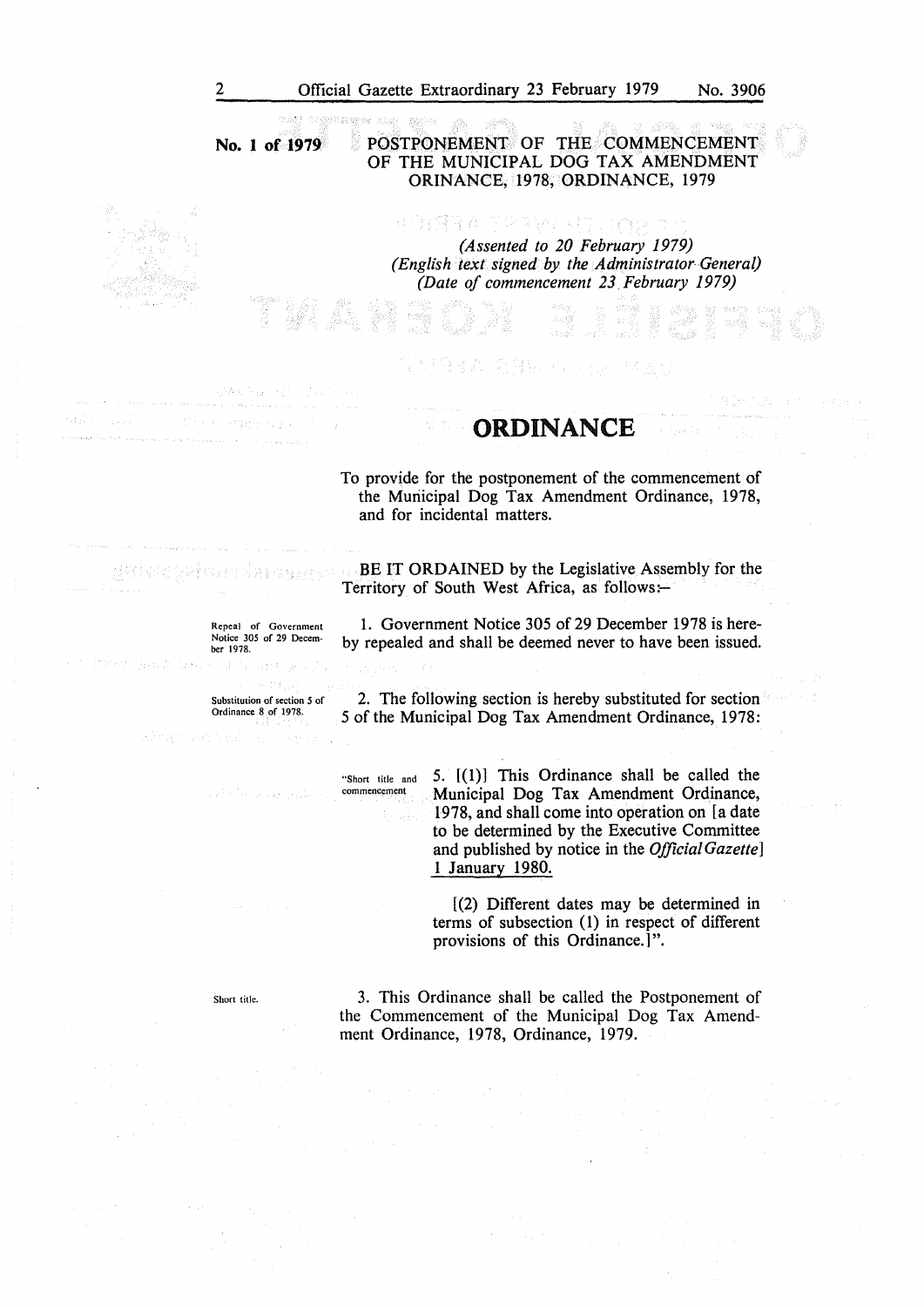**No. 1 of 1979**

## POSTPONEMENT OF THE COMMENCEMENT OF THE MUNICIPAL DOG TAX AMENDMENT ORINANCE, 1978, ORDINANCE, 1979

*(Assented to 20 February 1979)*
*(English text signed by the Administrator-General)*
*(Date of commencement 23 February 1979)*

# ORDINANCE

To provide for the postponement of the commencement of the Municipal Dog Tax Amendment Ordinance, 1978, and for incidental matters.

BE IT ORDAINED by the Legislative Assembly for the Territory of South West Africa, as follows:-

Repeal of Government Notice 305 of 29 December 1978.

1. Government Notice 305 of 29 December 1978 is hereby repealed and shall be deemed never to have been issued.

Substitution of section 5 of Ordinance 8 of 1978.

2. The following section is hereby substituted for section 5 of the Municipal Dog Tax Amendment Ordinance, 1978:

"Short title and commencement

5. [(1)] This Ordinance shall be called the Municipal Dog Tax Amendment Ordinance, 1978, and shall come into operation on [a date to be determined by the Executive Committee and published by notice in the *Official Gazette*] <u>1 January 1980.</u>

[(2) Different dates may be determined in terms of subsection (1) in respect of different provisions of this Ordinance.]".

Short title.

3. This Ordinance shall be called the Postponement of the Commencement of the Municipal Dog Tax Amendment Ordinance, 1978, Ordinance, 1979.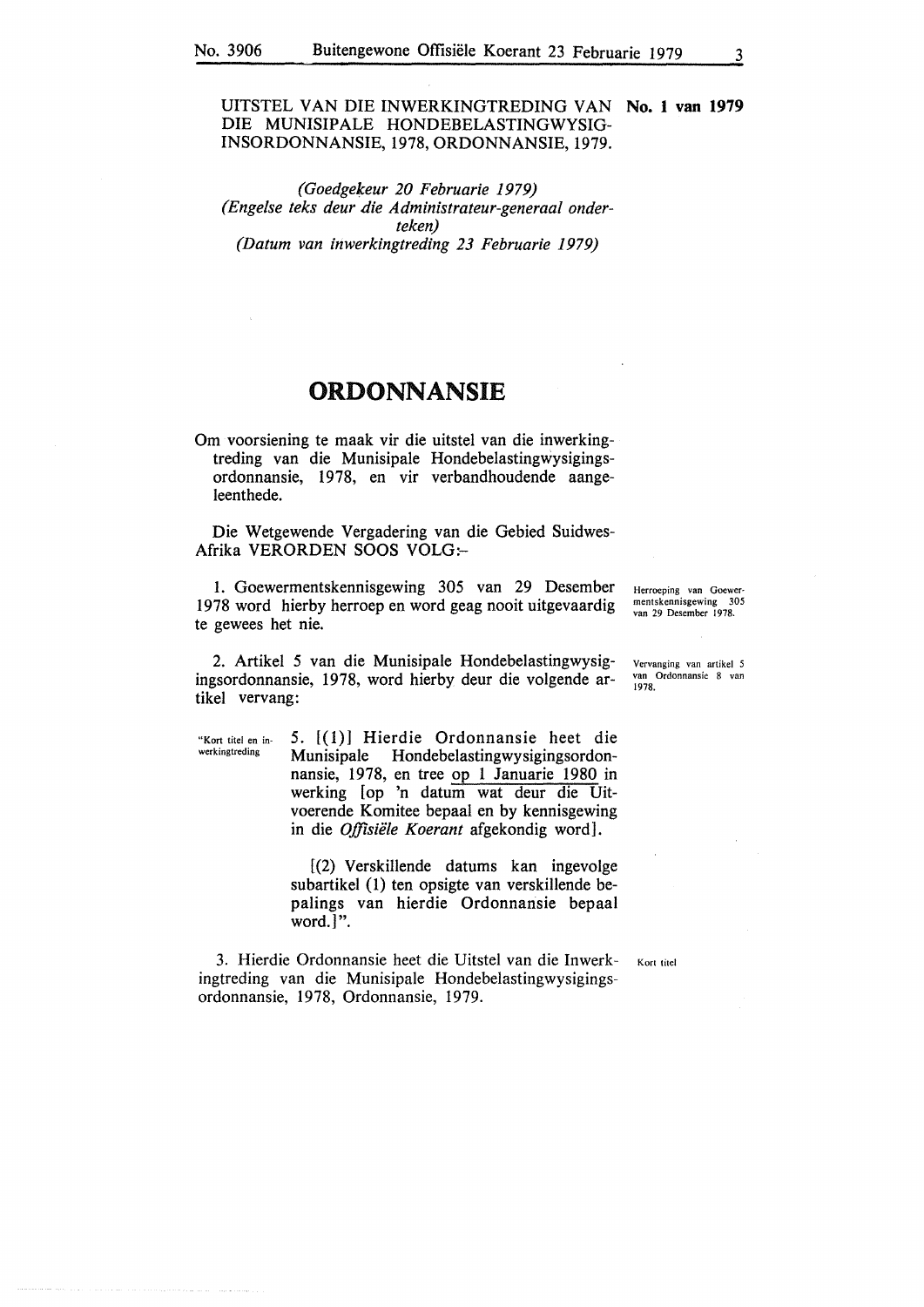UITSTEL VAN DIE INWERKINGTREDING VAN DIE MUNISIPALE HONDEBELASTINGWYSIGINSORDONNANSIE, 1978, ORDONNANSIE, 1979.

**No. 1 van 1979**

*(Goedgekeur 20 Februarie 1979)*
*(Engelse teks deur die Administrateur-generaal onderteken)*
*(Datum van inwerkingtreding 23 Februarie 1979)*

# ORDONNANSIE

Om voorsiening te maak vir die uitstel van die inwerkingtreding van die Munisipale Hondebelastingwysigingsordonnansie, 1978, en vir verbandhoudende aangeleenthede.

Die Wetgewende Vergadering van die Gebied Suidwes-Afrika VERORDEN SOOS VOLG:-

Herroeping van Goewermentskennisgewing 305 van 29 Desember 1978.

1. Goewermentskennisgewing 305 van 29 Desember 1978 word hierby herroep en word geag nooit uitgevaardig te gewees het nie.

Vervanging van artikel 5 van Ordonnansie 8 van 1978.

2. Artikel 5 van die Munisipale Hondebelastingwysigingsordonnansie, 1978, word hierby deur die volgende artikel vervang:

"Kort titel en inwerkingtreding

5. [(1)] Hierdie Ordonnansie heet die Munisipale Hondebelastingwysigingsordonnansie, 1978, en tree op 1 Januarie 1980 in werking [op 'n datum wat deur die Uitvoerende Komitee bepaal en by kennisgewing in die *Offisiële Koerant* afgekondig word].

[(2) Verskillende datums kan ingevolge subartikel (1) ten opsigte van verskillende bepalings van hierdie Ordonnansie bepaal word.]".

Kort titel

3. Hierdie Ordonnansie heet die Uitstel van die Inwerkingtreding van die Munisipale Hondebelastingwysigingsordonnansie, 1978, Ordonnansie, 1979.